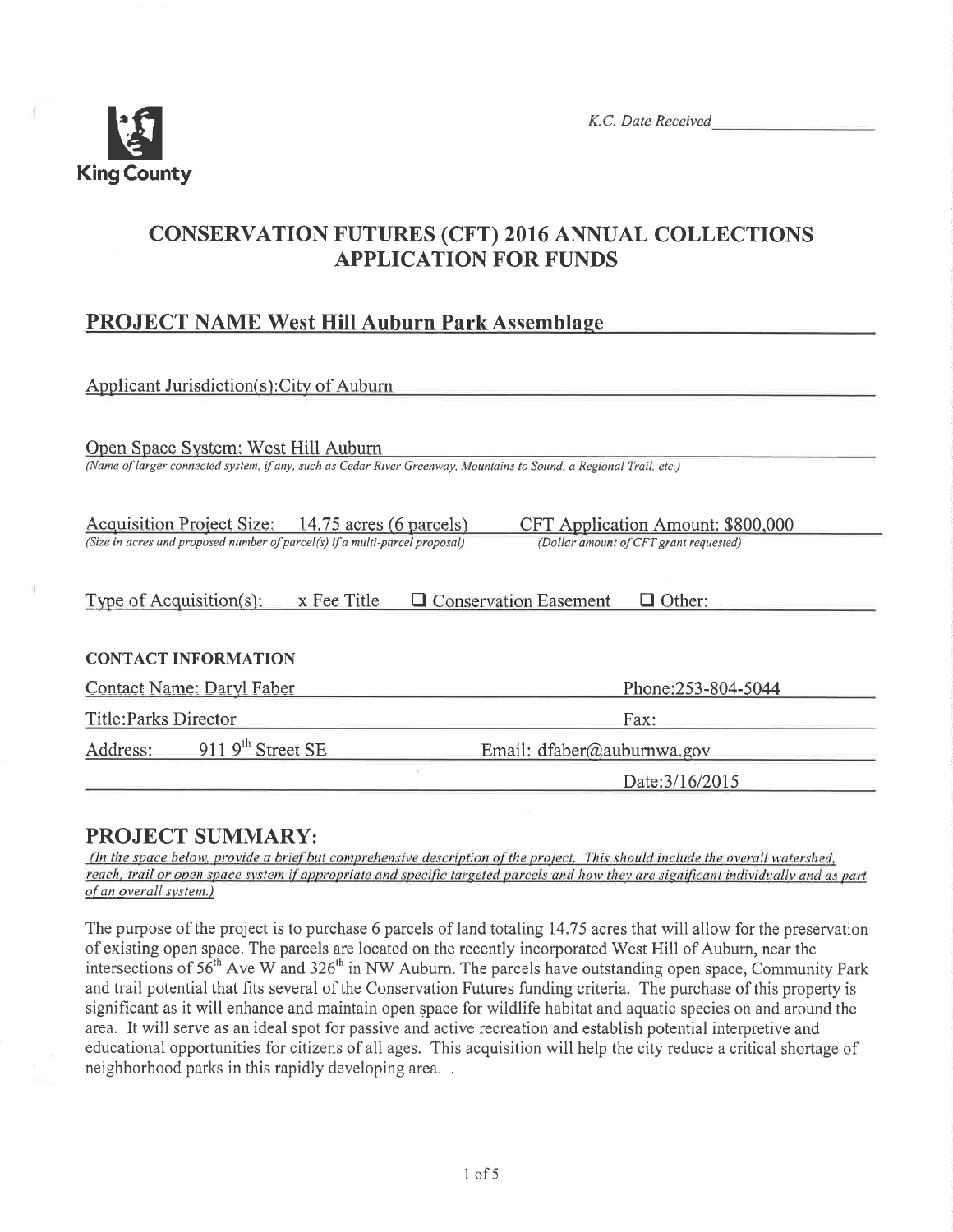King County

*K.C. Date Received*\_\_\_\_\_\_\_\_\_\_\_\_\_\_\_\_

# CONSERVATION FUTURES (CFT) 2016 ANNUAL COLLECTIONS APPLICATION FOR FUNDS

## PROJECT NAME West Hill Auburn Park Assemblage

Applicant Jurisdiction(s): City of Auburn

Open Space System: West Hill Auburn
*(Name of larger connected system, if any, such as Cedar River Greenway, Mountains to Sound, a Regional Trail, etc.)*

Acquisition Project Size: 14.75 acres (6 parcels)
*(Size in acres and proposed number of parcel(s) if a multi-parcel proposal)*

CFT Application Amount: $800,000
*(Dollar amount of CFT grant requested)*

Type of Acquisition(s): x Fee Title ☐ Conservation Easement ☐ Other:

**CONTACT INFORMATION**

Contact Name: Daryl Faber — Phone: 253-804-5044

Title: Parks Director — Fax:

Address: 911 9th Street SE — Email: dfaber@auburnwa.gov

Date: 3/16/2015

## PROJECT SUMMARY:

*(In the space below, provide a brief but comprehensive description of the project. This should include the overall watershed, reach, trail or open space system if appropriate and specific targeted parcels and how they are significant individually and as part of an overall system.)*

The purpose of the project is to purchase 6 parcels of land totaling 14.75 acres that will allow for the preservation of existing open space. The parcels are located on the recently incorporated West Hill of Auburn, near the intersections of 56th Ave W and 326th in NW Auburn. The parcels have outstanding open space, Community Park and trail potential that fits several of the Conservation Futures funding criteria. The purchase of this property is significant as it will enhance and maintain open space for wildlife habitat and aquatic species on and around the area. It will serve as an ideal spot for passive and active recreation and establish potential interpretive and educational opportunities for citizens of all ages. This acquisition will help the city reduce a critical shortage of neighborhood parks in this rapidly developing area. .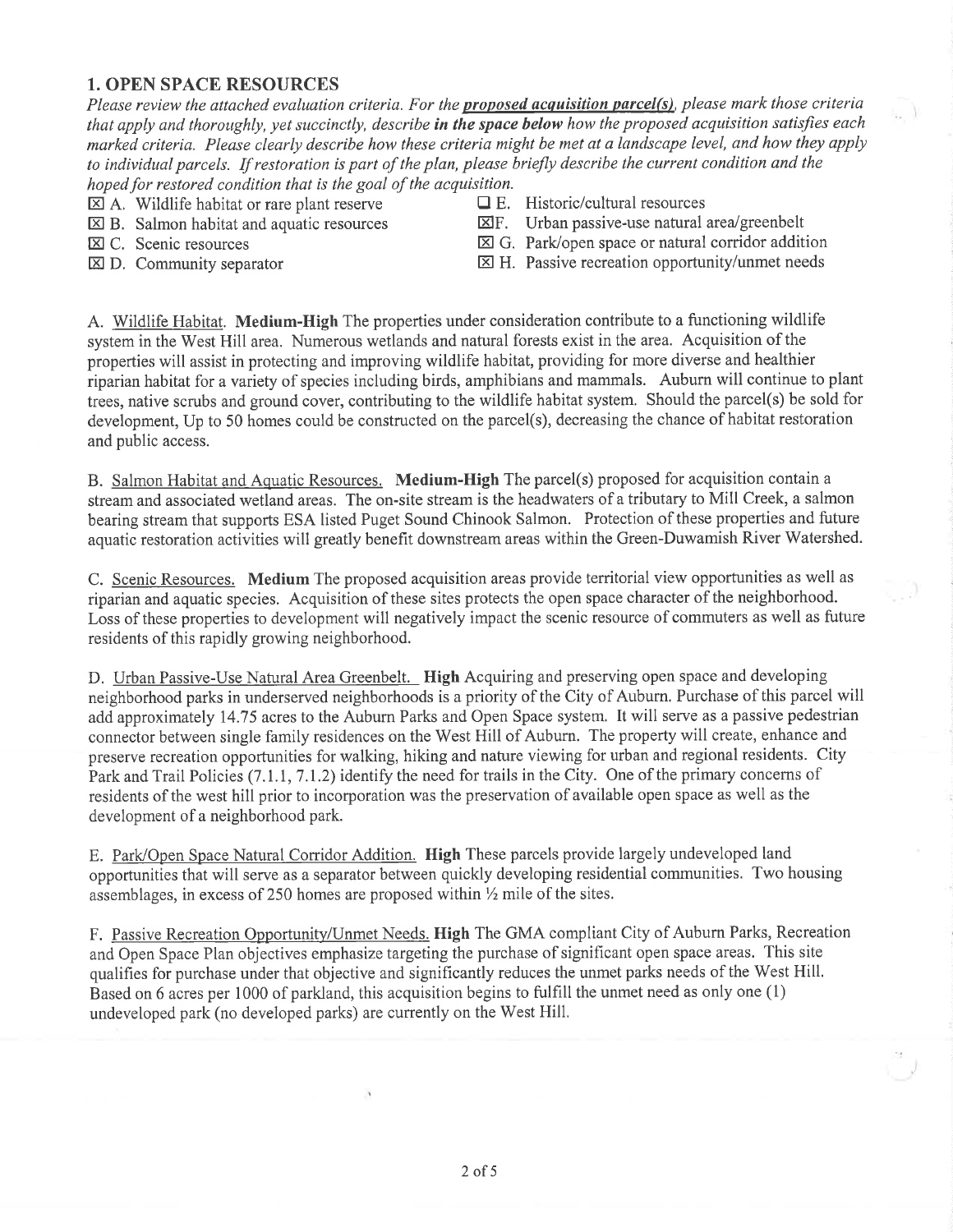## 1. OPEN SPACE RESOURCES

*Please review the attached evaluation criteria. For the* ***proposed acquisition parcel(s)****, please mark those criteria that apply and thoroughly, yet succinctly, describe* ***in the space below*** *how the proposed acquisition satisfies each marked criteria. Please clearly describe how these criteria might be met at a landscape level, and how they apply to individual parcels. If restoration is part of the plan, please briefly describe the current condition and the hoped for restored condition that is the goal of the acquisition.*

- ☒ A. Wildlife habitat or rare plant reserve
- ☒ B. Salmon habitat and aquatic resources
- ☒ C. Scenic resources
- ☒ D. Community separator
- ☐ E. Historic/cultural resources
- ☒ F. Urban passive-use natural area/greenbelt
- ☒ G. Park/open space or natural corridor addition
- ☒ H. Passive recreation opportunity/unmet needs

A. Wildlife Habitat. **Medium-High** The properties under consideration contribute to a functioning wildlife system in the West Hill area. Numerous wetlands and natural forests exist in the area. Acquisition of the properties will assist in protecting and improving wildlife habitat, providing for more diverse and healthier riparian habitat for a variety of species including birds, amphibians and mammals. Auburn will continue to plant trees, native scrubs and ground cover, contributing to the wildlife habitat system. Should the parcel(s) be sold for development, Up to 50 homes could be constructed on the parcel(s), decreasing the chance of habitat restoration and public access.

B. Salmon Habitat and Aquatic Resources. **Medium-High** The parcel(s) proposed for acquisition contain a stream and associated wetland areas. The on-site stream is the headwaters of a tributary to Mill Creek, a salmon bearing stream that supports ESA listed Puget Sound Chinook Salmon. Protection of these properties and future aquatic restoration activities will greatly benefit downstream areas within the Green-Duwamish River Watershed.

C. Scenic Resources. **Medium** The proposed acquisition areas provide territorial view opportunities as well as riparian and aquatic species. Acquisition of these sites protects the open space character of the neighborhood. Loss of these properties to development will negatively impact the scenic resource of commuters as well as future residents of this rapidly growing neighborhood.

D. Urban Passive-Use Natural Area Greenbelt. **High** Acquiring and preserving open space and developing neighborhood parks in underserved neighborhoods is a priority of the City of Auburn. Purchase of this parcel will add approximately 14.75 acres to the Auburn Parks and Open Space system. It will serve as a passive pedestrian connector between single family residences on the West Hill of Auburn. The property will create, enhance and preserve recreation opportunities for walking, hiking and nature viewing for urban and regional residents. City Park and Trail Policies (7.1.1, 7.1.2) identify the need for trails in the City. One of the primary concerns of residents of the west hill prior to incorporation was the preservation of available open space as well as the development of a neighborhood park.

E. Park/Open Space Natural Corridor Addition. **High** These parcels provide largely undeveloped land opportunities that will serve as a separator between quickly developing residential communities. Two housing assemblages, in excess of 250 homes are proposed within ½ mile of the sites.

F. Passive Recreation Opportunity/Unmet Needs. **High** The GMA compliant City of Auburn Parks, Recreation and Open Space Plan objectives emphasize targeting the purchase of significant open space areas. This site qualifies for purchase under that objective and significantly reduces the unmet parks needs of the West Hill. Based on 6 acres per 1000 of parkland, this acquisition begins to fulfill the unmet need as only one (1) undeveloped park (no developed parks) are currently on the West Hill.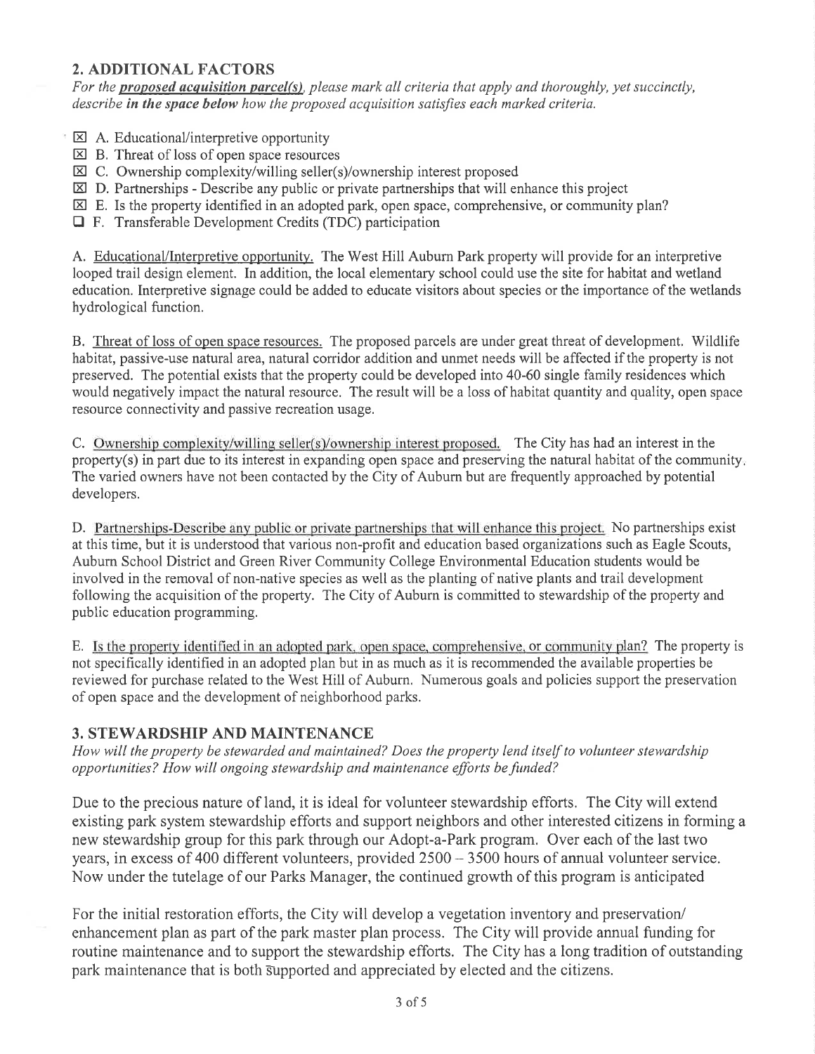## 2. ADDITIONAL FACTORS

*For the* ***proposed acquisition parcel(s)****, please mark all criteria that apply and thoroughly, yet succinctly, describe* ***in the space below*** *how the proposed acquisition satisfies each marked criteria.*

- ☒ A. Educational/interpretive opportunity
- ☒ B. Threat of loss of open space resources
- ☒ C. Ownership complexity/willing seller(s)/ownership interest proposed
- ☒ D. Partnerships - Describe any public or private partnerships that will enhance this project
- ☒ E. Is the property identified in an adopted park, open space, comprehensive, or community plan?
- ☐ F. Transferable Development Credits (TDC) participation

A. Educational/Interpretive opportunity. The West Hill Auburn Park property will provide for an interpretive looped trail design element. In addition, the local elementary school could use the site for habitat and wetland education. Interpretive signage could be added to educate visitors about species or the importance of the wetlands hydrological function.

B. Threat of loss of open space resources. The proposed parcels are under great threat of development. Wildlife habitat, passive-use natural area, natural corridor addition and unmet needs will be affected if the property is not preserved. The potential exists that the property could be developed into 40-60 single family residences which would negatively impact the natural resource. The result will be a loss of habitat quantity and quality, open space resource connectivity and passive recreation usage.

C. Ownership complexity/willing seller(s)/ownership interest proposed. The City has had an interest in the property(s) in part due to its interest in expanding open space and preserving the natural habitat of the community. The varied owners have not been contacted by the City of Auburn but are frequently approached by potential developers.

D. Partnerships-Describe any public or private partnerships that will enhance this project. No partnerships exist at this time, but it is understood that various non-profit and education based organizations such as Eagle Scouts, Auburn School District and Green River Community College Environmental Education students would be involved in the removal of non-native species as well as the planting of native plants and trail development following the acquisition of the property. The City of Auburn is committed to stewardship of the property and public education programming.

E. Is the property identified in an adopted park, open space, comprehensive, or community plan? The property is not specifically identified in an adopted plan but in as much as it is recommended the available properties be reviewed for purchase related to the West Hill of Auburn. Numerous goals and policies support the preservation of open space and the development of neighborhood parks.

## 3. STEWARDSHIP AND MAINTENANCE

*How will the property be stewarded and maintained? Does the property lend itself to volunteer stewardship opportunities? How will ongoing stewardship and maintenance efforts be funded?*

Due to the precious nature of land, it is ideal for volunteer stewardship efforts. The City will extend existing park system stewardship efforts and support neighbors and other interested citizens in forming a new stewardship group for this park through our Adopt-a-Park program. Over each of the last two years, in excess of 400 different volunteers, provided 2500 – 3500 hours of annual volunteer service. Now under the tutelage of our Parks Manager, the continued growth of this program is anticipated

For the initial restoration efforts, the City will develop a vegetation inventory and preservation/ enhancement plan as part of the park master plan process. The City will provide annual funding for routine maintenance and to support the stewardship efforts. The City has a long tradition of outstanding park maintenance that is both supported and appreciated by elected and the citizens.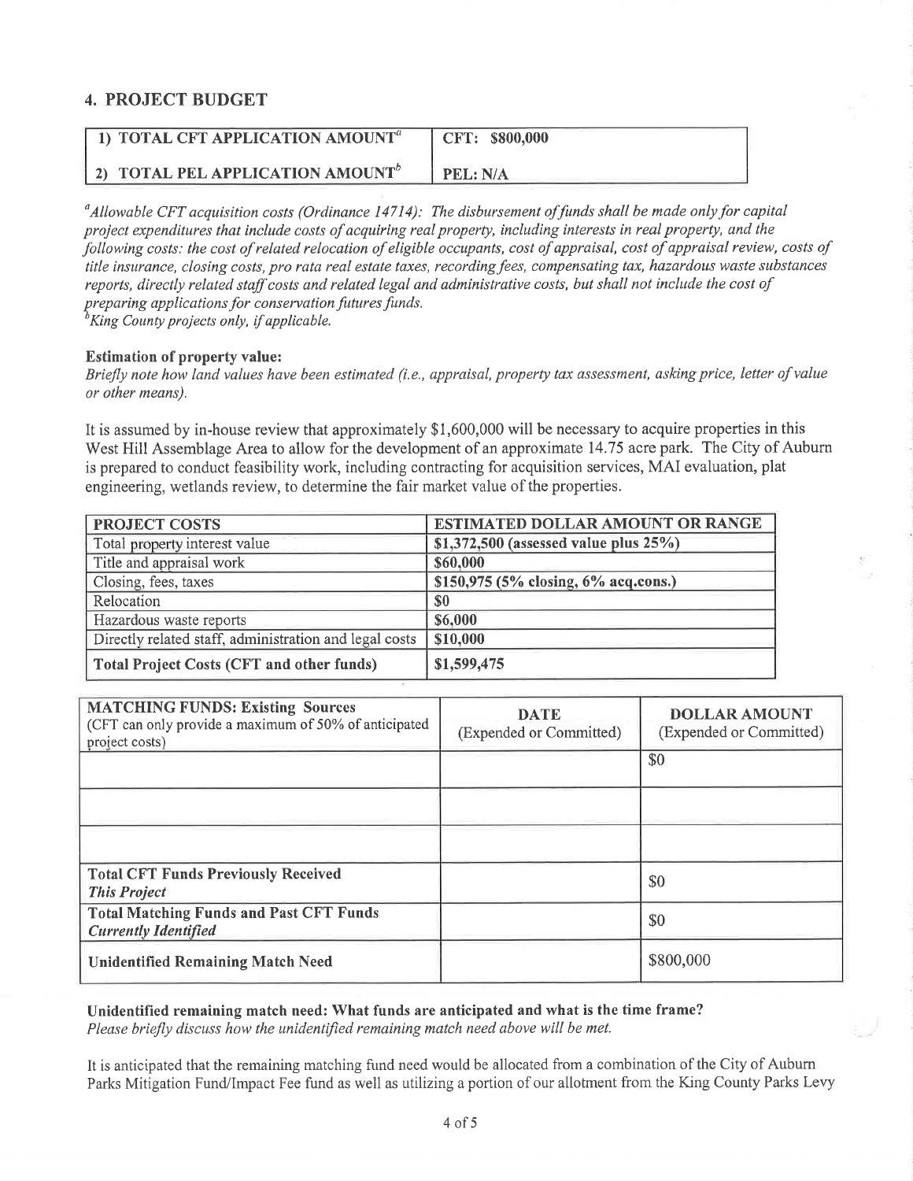## 4. PROJECT BUDGET

| 1) TOTAL CFT APPLICATION AMOUNT[a] | CFT: $800,000 |
|---|---|
| 2) TOTAL PEL APPLICATION AMOUNT[b] | PEL: N/A |

[a]*Allowable CFT acquisition costs (Ordinance 14714): The disbursement of funds shall be made only for capital project expenditures that include costs of acquiring real property, including interests in real property, and the following costs: the cost of related relocation of eligible occupants, cost of appraisal, cost of appraisal review, costs of title insurance, closing costs, pro rata real estate taxes, recording fees, compensating tax, hazardous waste substances reports, directly related staff costs and related legal and administrative costs, but shall not include the cost of preparing applications for conservation futures funds.*
[b]*King County projects only, if applicable.*

**Estimation of property value:**
*Briefly note how land values have been estimated (i.e., appraisal, property tax assessment, asking price, letter of value or other means).*

It is assumed by in-house review that approximately $1,600,000 will be necessary to acquire properties in this West Hill Assemblage Area to allow for the development of an approximate 14.75 acre park. The City of Auburn is prepared to conduct feasibility work, including contracting for acquisition services, MAI evaluation, plat engineering, wetlands review, to determine the fair market value of the properties.

| PROJECT COSTS | ESTIMATED DOLLAR AMOUNT OR RANGE |
|---|---|
| Total property interest value | $1,372,500 (assessed value plus 25%) |
| Title and appraisal work | $60,000 |
| Closing, fees, taxes | $150,975 (5% closing, 6% acq.cons.) |
| Relocation | $0 |
| Hazardous waste reports | $6,000 |
| Directly related staff, administration and legal costs | $10,000 |
| **Total Project Costs (CFT and other funds)** | $1,599,475 |

| **MATCHING FUNDS: Existing Sources** (CFT can only provide a maximum of 50% of anticipated project costs) | **DATE** (Expended or Committed) | **DOLLAR AMOUNT** (Expended or Committed) |
|---|---|---|
| | | $0 |
| | | |
| | | |
| **Total CFT Funds Previously Received *This Project*** | | $0 |
| **Total Matching Funds and Past CFT Funds *Currently Identified*** | | $0 |
| **Unidentified Remaining Match Need** | | $800,000 |

**Unidentified remaining match need: What funds are anticipated and what is the time frame?**
*Please briefly discuss how the unidentified remaining match need above will be met.*

It is anticipated that the remaining matching fund need would be allocated from a combination of the City of Auburn Parks Mitigation Fund/Impact Fee fund as well as utilizing a portion of our allotment from the King County Parks Levy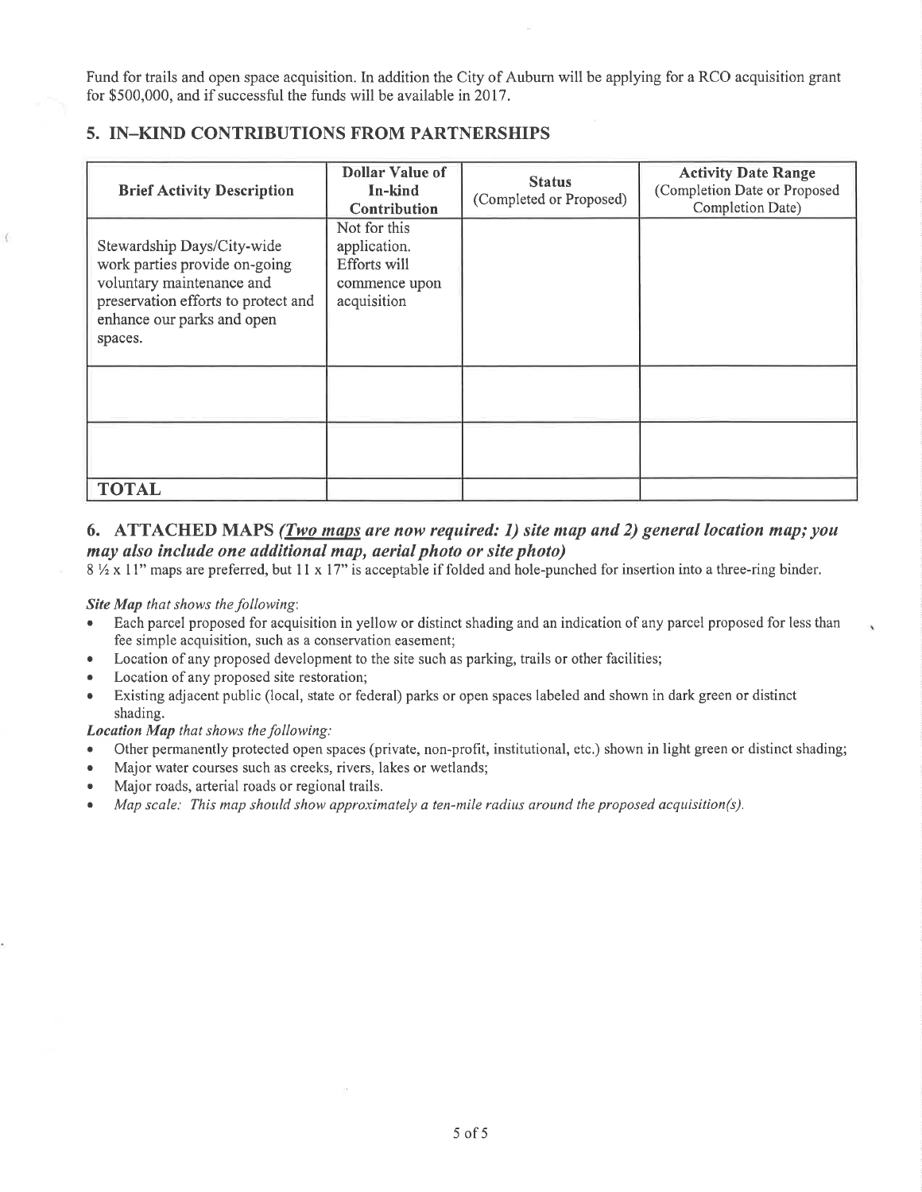Fund for trails and open space acquisition. In addition the City of Auburn will be applying for a RCO acquisition grant for $500,000, and if successful the funds will be available in 2017.

## 5. IN–KIND CONTRIBUTIONS FROM PARTNERSHIPS

| Brief Activity Description | Dollar Value of In-kind Contribution | Status (Completed or Proposed) | Activity Date Range (Completion Date or Proposed Completion Date) |
|---|---|---|---|
| Stewardship Days/City-wide work parties provide on-going voluntary maintenance and preservation efforts to protect and enhance our parks and open spaces. | Not for this application. Efforts will commence upon acquisition | | |
| | | | |
| | | | |
| **TOTAL** | | | |

## 6. ATTACHED MAPS *(Two maps are now required: 1) site map and 2) general location map; you may also include one additional map, aerial photo or site photo)*

8 ½ x 11" maps are preferred, but 11 x 17" is acceptable if folded and hole-punched for insertion into a three-ring binder.

***Site Map** that shows the following:*

- Each parcel proposed for acquisition in yellow or distinct shading and an indication of any parcel proposed for less than fee simple acquisition, such as a conservation easement;
- Location of any proposed development to the site such as parking, trails or other facilities;
- Location of any proposed site restoration;
- Existing adjacent public (local, state or federal) parks or open spaces labeled and shown in dark green or distinct shading.

***Location Map** that shows the following:*

- Other permanently protected open spaces (private, non-profit, institutional, etc.) shown in light green or distinct shading;
- Major water courses such as creeks, rivers, lakes or wetlands;
- Major roads, arterial roads or regional trails.
- *Map scale: This map should show approximately a ten-mile radius around the proposed acquisition(s).*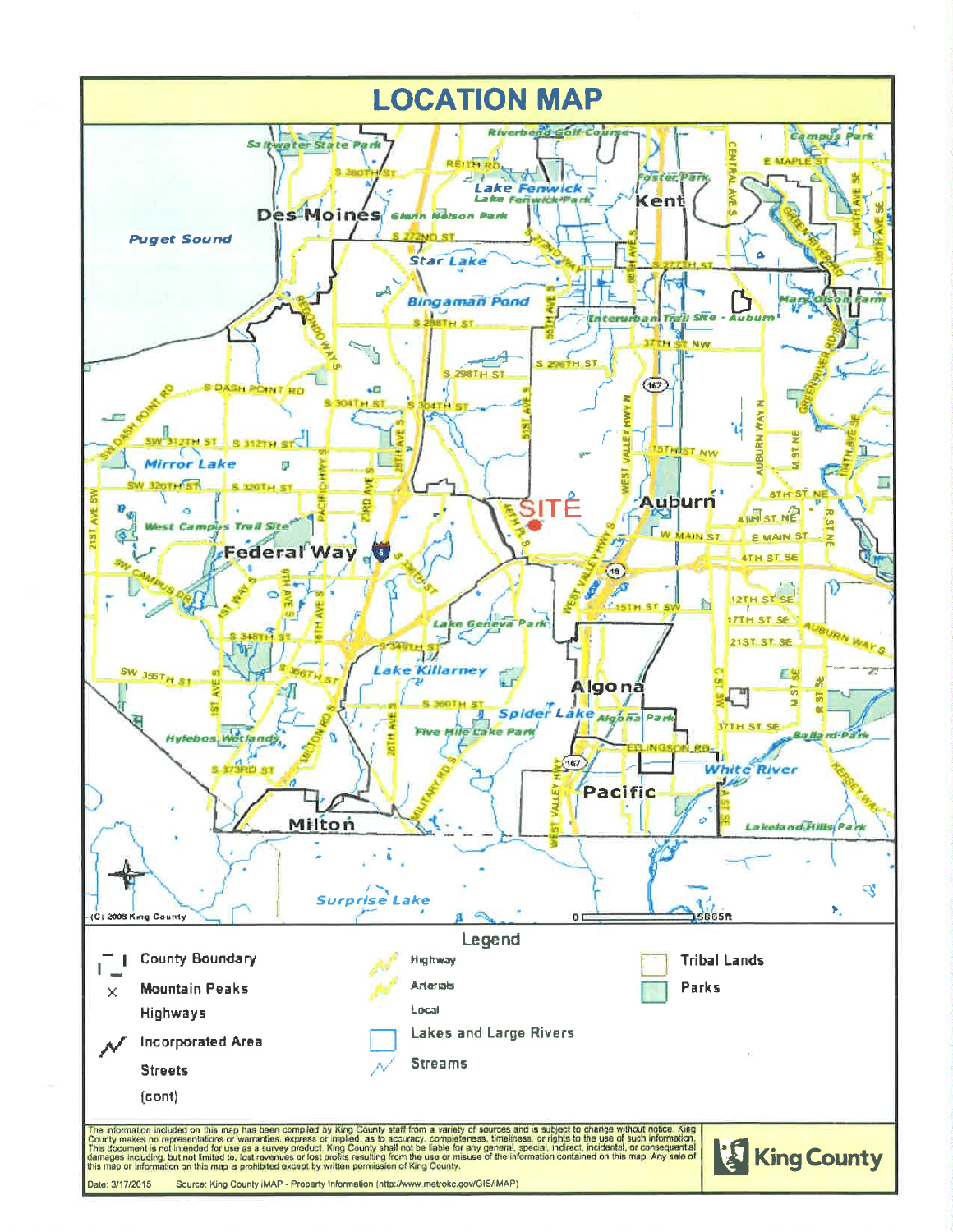# LOCATION MAP

(C) 2008 King County

Legend

| | | |
|---|---|---|
| County Boundary | Highway | Tribal Lands |
| Mountain Peaks | Arterials | Parks |
| Highways | Local | |
| Incorporated Area | Lakes and Large Rivers | |
| Streets | Streams | |
| (cont) | | |

The information included on this map has been compiled by King County staff from a variety of sources and is subject to change without notice. King County makes no representations or warranties, express or implied, as to accuracy, completeness, timeliness, or rights to the use of such information. This document is not intended for use as a survey product. King County shall not be liable for any general, special, indirect, incidental, or consequential damages including, but not limited to, lost revenues or lost profits resulting from the use or misuse of the information contained on this map. Any sale of this map or information on this map is prohibited except by written permission of King County.

King County

Date: 3/17/2015 Source: King County iMAP - Property Information (http://www.metrokc.gov/GIS/iMAP)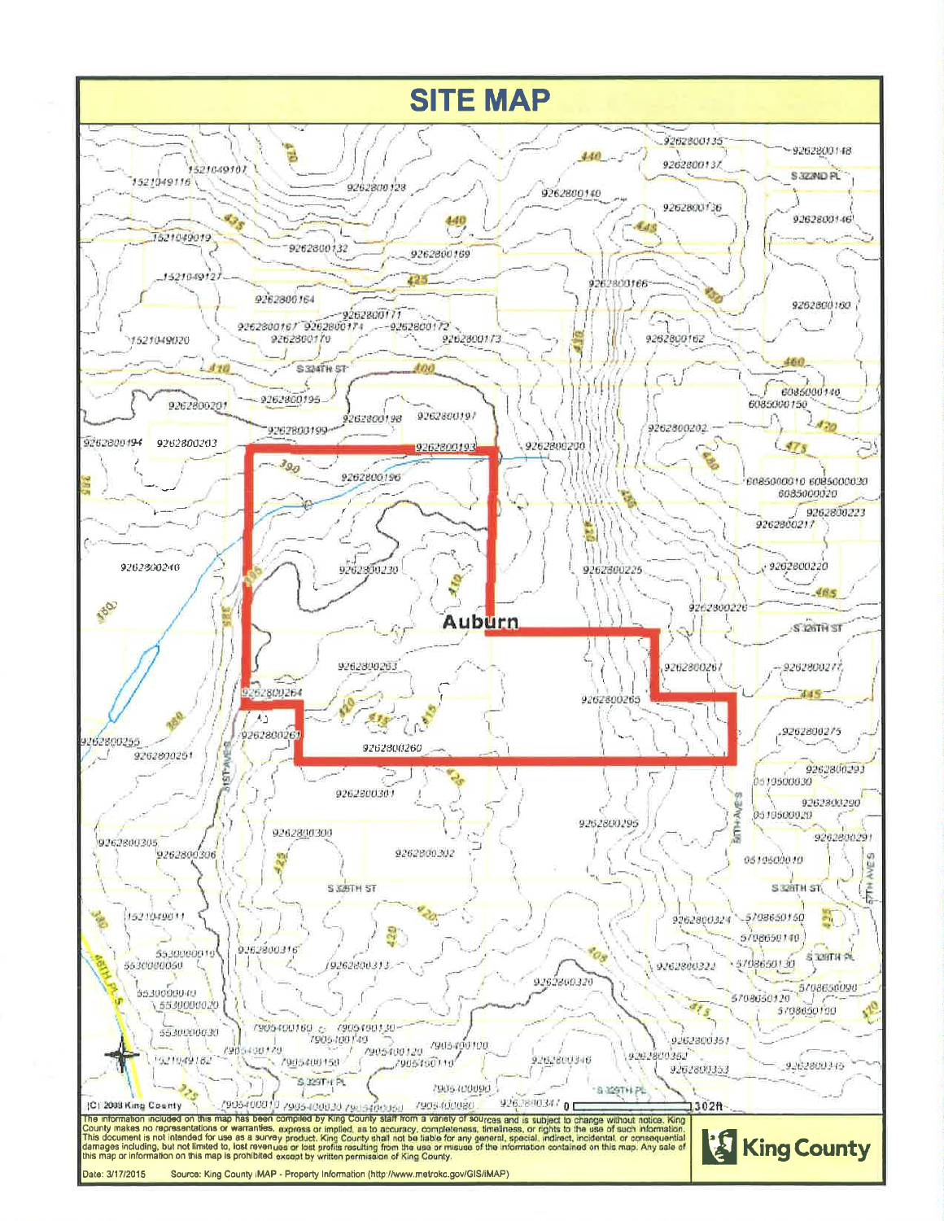# SITE MAP

Auburn

(C) 2008 King County

0 — 302ft

The information included on this map has been compiled by King County staff from a variety of sources and is subject to change without notice. King County makes no representations or warranties, express or implied, as to accuracy, completeness, timeliness, or rights to the use of such information. This document is not intended for use as a survey product. King County shall not be liable for any general, special, indirect, incidental, or consequential damages including, but not limited to, lost revenues or lost profits resulting from the use or misuse of the information contained on this map. Any sale of this map or information on this map is prohibited except by written permission of King County.

King County

Date: 3/17/2015 Source: King County iMAP - Property Information (http://www.metrokc.gov/GIS/iMAP)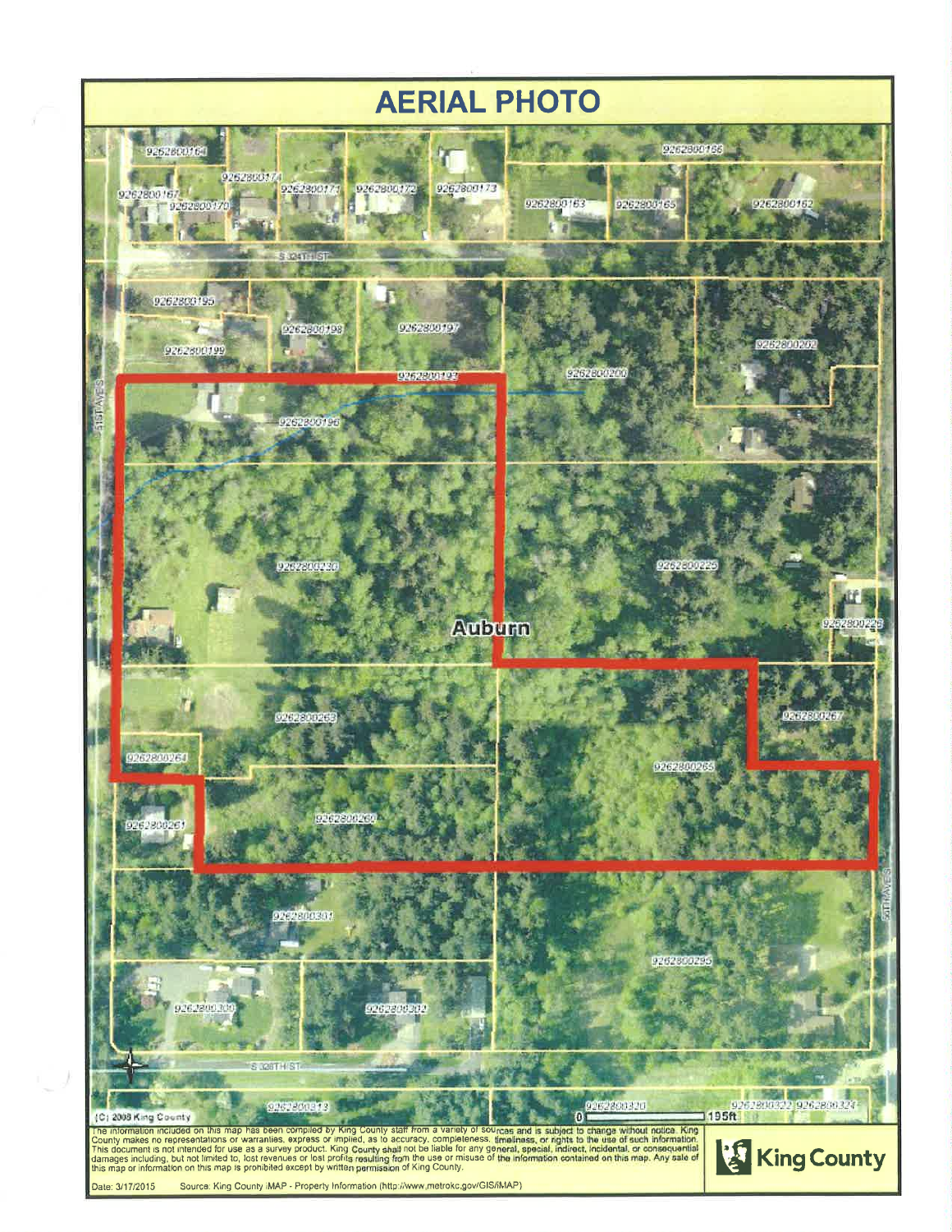# AERIAL PHOTO

9262800164
9262800174
9262800167
9262800170
9262800171
9262800172
9262800173
9262800166
9262800163
9262800165
9262800162
S 324TH ST
9262800195
9262800198
9262800197
9262800199
9262800193
9262800200
9262800202
9262800196
51ST AVE S
9262800230
9262800225
Auburn
9262800226
9262800263
9262800267
9262800264
9262800265
9262800261
9262800260
9262800301
54TH AVE S
9262800295
9262800300
9262800302
S 328TH ST
9262800313
9262800320
9262800322 9262800324

(C) 2008 King County

0 195ft

The information included on this map has been compiled by King County staff from a variety of sources and is subject to change without notice. King County makes no representations or warranties, express or implied, as to accuracy, completeness, timeliness, or rights to the use of such information. This document is not intended for use as a survey product. King County shall not be liable for any general, special, indirect, incidental, or consequential damages including, but not limited to, lost revenues or lost profits resulting from the use or misuse of the information contained on this map. Any sale of this map or information on this map is prohibited except by written permission of King County.

King County

Date: 3/17/2015 Source: King County iMAP - Property Information (http://www.metrokc.gov/GIS/iMAP)